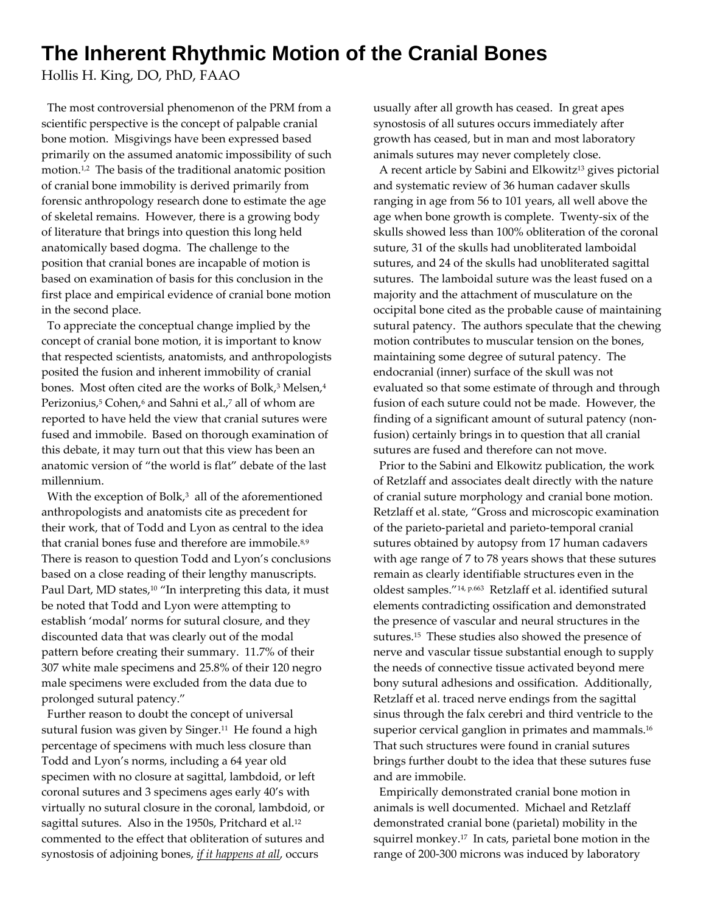# The Inherent Rhythmic Motion of the Cranial Bones

Hollis H. King, DO, PhD, FAAO

The most controversial phenomenon of the PRM from a scientific perspective is the concept of palpable cranial bone motion. Misgivings have been expressed based primarily on the assumed anatomic impossibility of such motion.[1,2] The basis of the traditional anatomic position of cranial bone immobility is derived primarily from forensic anthropology research done to estimate the age of skeletal remains. However, there is a growing body of literature that brings into question this long held anatomically based dogma. The challenge to the position that cranial bones are incapable of motion is based on examination of basis for this conclusion in the first place and empirical evidence of cranial bone motion in the second place.

To appreciate the conceptual change implied by the concept of cranial bone motion, it is important to know that respected scientists, anatomists, and anthropologists posited the fusion and inherent immobility of cranial bones. Most often cited are the works of Bolk,[3] Melsen,[4] Perizonius,[5] Cohen,[6] and Sahni et al.,[7] all of whom are reported to have held the view that cranial sutures were fused and immobile. Based on thorough examination of this debate, it may turn out that this view has been an anatomic version of "the world is flat" debate of the last millennium.

With the exception of Bolk,[3] all of the aforementioned anthropologists and anatomists cite as precedent for their work, that of Todd and Lyon as central to the idea that cranial bones fuse and therefore are immobile.[8,9] There is reason to question Todd and Lyon's conclusions based on a close reading of their lengthy manuscripts. Paul Dart, MD states,[10] "In interpreting this data, it must be noted that Todd and Lyon were attempting to establish 'modal' norms for sutural closure, and they discounted data that was clearly out of the modal pattern before creating their summary. 11.7% of their 307 white male specimens and 25.8% of their 120 negro male specimens were excluded from the data due to prolonged sutural patency."

Further reason to doubt the concept of universal sutural fusion was given by Singer.[11] He found a high percentage of specimens with much less closure than Todd and Lyon's norms, including a 64 year old specimen with no closure at sagittal, lambdoid, or left coronal sutures and 3 specimens ages early 40's with virtually no sutural closure in the coronal, lambdoid, or sagittal sutures. Also in the 1950s, Pritchard et al.[12] commented to the effect that obliteration of sutures and synostosis of adjoining bones, *if it happens at all*, occurs usually after all growth has ceased. In great apes synostosis of all sutures occurs immediately after growth has ceased, but in man and most laboratory animals sutures may never completely close.

A recent article by Sabini and Elkowitz[13] gives pictorial and systematic review of 36 human cadaver skulls ranging in age from 56 to 101 years, all well above the age when bone growth is complete. Twenty-six of the skulls showed less than 100% obliteration of the coronal suture, 31 of the skulls had unobliterated lamboidal sutures, and 24 of the skulls had unobliterated sagittal sutures. The lamboidal suture was the least fused on a majority and the attachment of musculature on the occipital bone cited as the probable cause of maintaining sutural patency. The authors speculate that the chewing motion contributes to muscular tension on the bones, maintaining some degree of sutural patency. The endocranial (inner) surface of the skull was not evaluated so that some estimate of through and through fusion of each suture could not be made. However, the finding of a significant amount of sutural patency (non-fusion) certainly brings in to question that all cranial sutures are fused and therefore can not move.

Prior to the Sabini and Elkowitz publication, the work of Retzlaff and associates dealt directly with the nature of cranial suture morphology and cranial bone motion. Retzlaff et al. state, "Gross and microscopic examination of the parieto-parietal and parieto-temporal cranial sutures obtained by autopsy from 17 human cadavers with age range of 7 to 78 years shows that these sutures remain as clearly identifiable structures even in the oldest samples."[14, p.663] Retzlaff et al. identified sutural elements contradicting ossification and demonstrated the presence of vascular and neural structures in the sutures.[15] These studies also showed the presence of nerve and vascular tissue substantial enough to supply the needs of connective tissue activated beyond mere bony sutural adhesions and ossification. Additionally, Retzlaff et al. traced nerve endings from the sagittal sinus through the falx cerebri and third ventricle to the superior cervical ganglion in primates and mammals.[16] That such structures were found in cranial sutures brings further doubt to the idea that these sutures fuse and are immobile.

Empirically demonstrated cranial bone motion in animals is well documented. Michael and Retzlaff demonstrated cranial bone (parietal) mobility in the squirrel monkey.[17] In cats, parietal bone motion in the range of 200-300 microns was induced by laboratory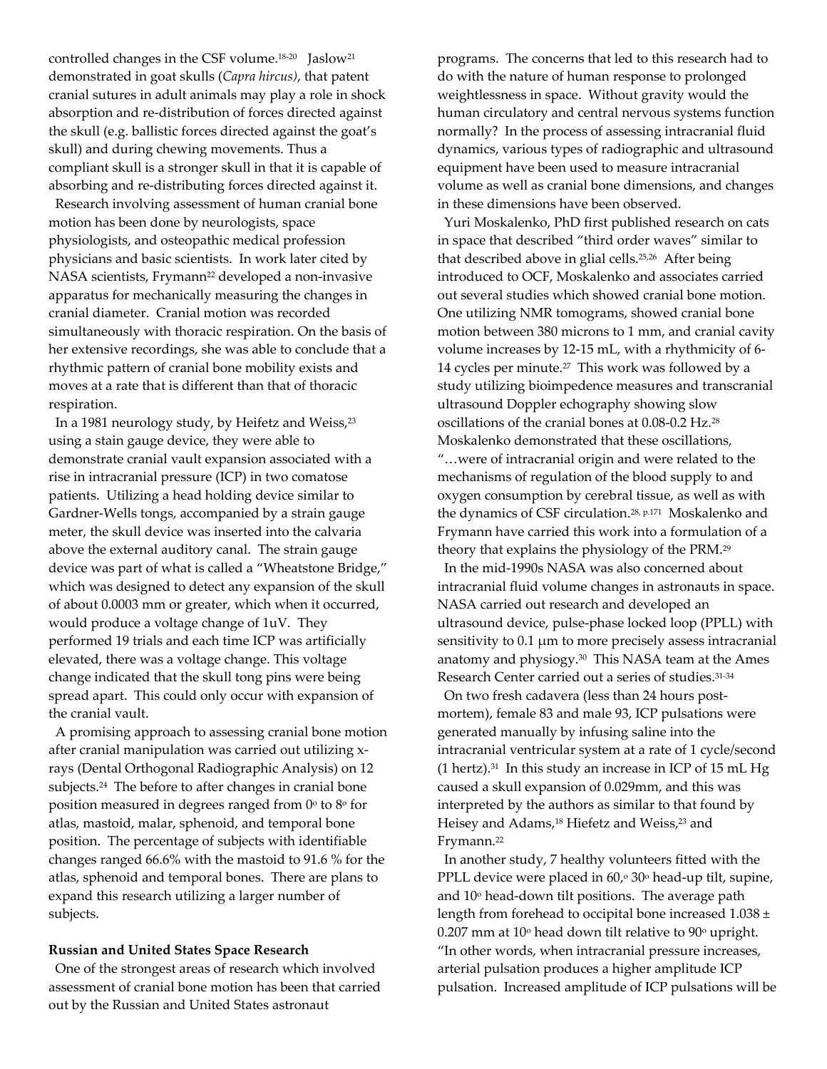controlled changes in the CSF volume.[18-20] Jaslow[21] demonstrated in goat skulls (*Capra hircus)*, that patent cranial sutures in adult animals may play a role in shock absorption and re-distribution of forces directed against the skull (e.g. ballistic forces directed against the goat's skull) and during chewing movements. Thus a compliant skull is a stronger skull in that it is capable of absorbing and re-distributing forces directed against it.

Research involving assessment of human cranial bone motion has been done by neurologists, space physiologists, and osteopathic medical profession physicians and basic scientists. In work later cited by NASA scientists, Frymann[22] developed a non-invasive apparatus for mechanically measuring the changes in cranial diameter. Cranial motion was recorded simultaneously with thoracic respiration. On the basis of her extensive recordings, she was able to conclude that a rhythmic pattern of cranial bone mobility exists and moves at a rate that is different than that of thoracic respiration.

In a 1981 neurology study, by Heifetz and Weiss,[23] using a stain gauge device, they were able to demonstrate cranial vault expansion associated with a rise in intracranial pressure (ICP) in two comatose patients. Utilizing a head holding device similar to Gardner-Wells tongs, accompanied by a strain gauge meter, the skull device was inserted into the calvaria above the external auditory canal. The strain gauge device was part of what is called a "Wheatstone Bridge," which was designed to detect any expansion of the skull of about 0.0003 mm or greater, which when it occurred, would produce a voltage change of 1uV. They performed 19 trials and each time ICP was artificially elevated, there was a voltage change. This voltage change indicated that the skull tong pins were being spread apart. This could only occur with expansion of the cranial vault.

A promising approach to assessing cranial bone motion after cranial manipulation was carried out utilizing x-rays (Dental Orthogonal Radiographic Analysis) on 12 subjects.[24] The before to after changes in cranial bone position measured in degrees ranged from 0° to 8° for atlas, mastoid, malar, sphenoid, and temporal bone position. The percentage of subjects with identifiable changes ranged 66.6% with the mastoid to 91.6 % for the atlas, sphenoid and temporal bones. There are plans to expand this research utilizing a larger number of subjects.

**Russian and United States Space Research**

One of the strongest areas of research which involved assessment of cranial bone motion has been that carried out by the Russian and United States astronaut programs. The concerns that led to this research had to do with the nature of human response to prolonged weightlessness in space. Without gravity would the human circulatory and central nervous systems function normally? In the process of assessing intracranial fluid dynamics, various types of radiographic and ultrasound equipment have been used to measure intracranial volume as well as cranial bone dimensions, and changes in these dimensions have been observed.

Yuri Moskalenko, PhD first published research on cats in space that described "third order waves" similar to that described above in glial cells.[25,26] After being introduced to OCF, Moskalenko and associates carried out several studies which showed cranial bone motion. One utilizing NMR tomograms, showed cranial bone motion between 380 microns to 1 mm, and cranial cavity volume increases by 12-15 mL, with a rhythmicity of 6-14 cycles per minute.[27] This work was followed by a study utilizing bioimpedence measures and transcranial ultrasound Doppler echography showing slow oscillations of the cranial bones at 0.08-0.2 Hz.[28] Moskalenko demonstrated that these oscillations, "…were of intracranial origin and were related to the mechanisms of regulation of the blood supply to and oxygen consumption by cerebral tissue, as well as with the dynamics of CSF circulation.[28, p.171] Moskalenko and Frymann have carried this work into a formulation of a theory that explains the physiology of the PRM.[29]

In the mid-1990s NASA was also concerned about intracranial fluid volume changes in astronauts in space. NASA carried out research and developed an ultrasound device, pulse-phase locked loop (PPLL) with sensitivity to 0.1 μm to more precisely assess intracranial anatomy and physiogy.[30] This NASA team at the Ames Research Center carried out a series of studies.[31-34]

On two fresh cadavera (less than 24 hours post-mortem), female 83 and male 93, ICP pulsations were generated manually by infusing saline into the intracranial ventricular system at a rate of 1 cycle/second (1 hertz).[31] In this study an increase in ICP of 15 mL Hg caused a skull expansion of 0.029mm, and this was interpreted by the authors as similar to that found by Heisey and Adams,[18] Hiefetz and Weiss,[23] and Frymann.[22]

In another study, 7 healthy volunteers fitted with the PPLL device were placed in 60,° 30° head-up tilt, supine, and 10° head-down tilt positions. The average path length from forehead to occipital bone increased 1.038 ± 0.207 mm at 10° head down tilt relative to 90° upright. "In other words, when intracranial pressure increases, arterial pulsation produces a higher amplitude ICP pulsation. Increased amplitude of ICP pulsations will be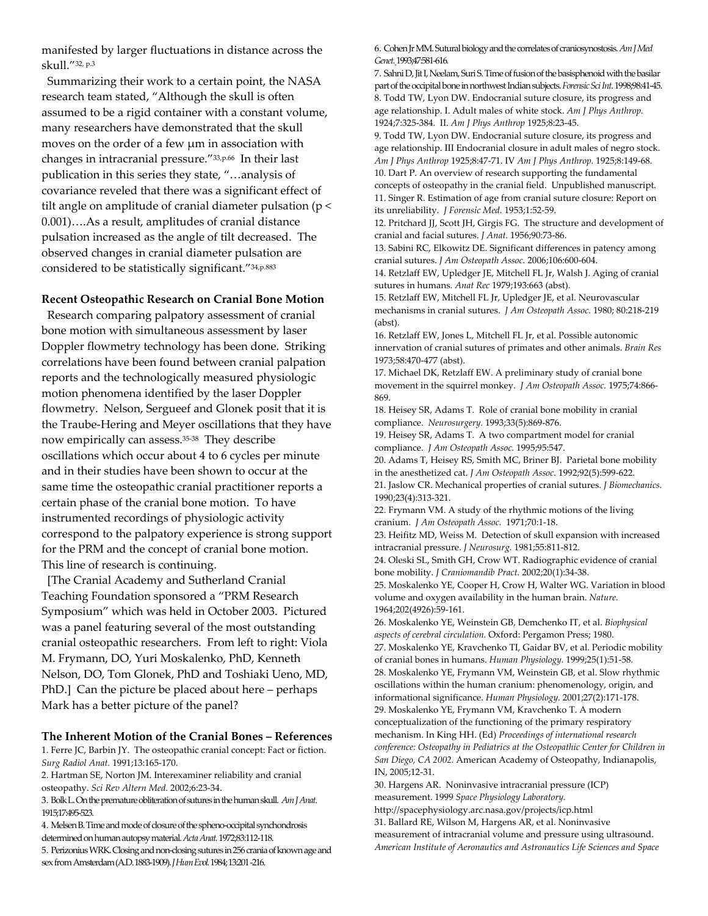manifested by larger fluctuations in distance across the skull."[32, p.3]

Summarizing their work to a certain point, the NASA research team stated, "Although the skull is often assumed to be a rigid container with a constant volume, many researchers have demonstrated that the skull moves on the order of a few μm in association with changes in intracranial pressure."[33,p.66] In their last publication in this series they state, "…analysis of covariance reveled that there was a significant effect of tilt angle on amplitude of cranial diameter pulsation ($p < 0.001$)….As a result, amplitudes of cranial distance pulsation increased as the angle of tilt decreased. The observed changes in cranial diameter pulsation are considered to be statistically significant."[34,p.883]

**Recent Osteopathic Research on Cranial Bone Motion**

Research comparing palpatory assessment of cranial bone motion with simultaneous assessment by laser Doppler flowmetry technology has been done. Striking correlations have been found between cranial palpation reports and the technologically measured physiologic motion phenomena identified by the laser Doppler flowmetry. Nelson, Sergueef and Glonek posit that it is the Traube-Hering and Meyer oscillations that they have now empirically can assess.[35-38] They describe oscillations which occur about 4 to 6 cycles per minute and in their studies have been shown to occur at the same time the osteopathic cranial practitioner reports a certain phase of the cranial bone motion. To have instrumented recordings of physiologic activity correspond to the palpatory experience is strong support for the PRM and the concept of cranial bone motion. This line of research is continuing.

[The Cranial Academy and Sutherland Cranial Teaching Foundation sponsored a "PRM Research Symposium" which was held in October 2003. Pictured was a panel featuring several of the most outstanding cranial osteopathic researchers. From left to right: Viola M. Frymann, DO, Yuri Moskalenko, PhD, Kenneth Nelson, DO, Tom Glonek, PhD and Toshiaki Ueno, MD, PhD.] Can the picture be placed about here – perhaps Mark has a better picture of the panel?

**The Inherent Motion of the Cranial Bones – References**

1. Ferre JC, Barbin JY. The osteopathic cranial concept: Fact or fiction. *Surg Radiol Anat.* 1991;13:165-170.
2. Hartman SE, Norton JM. Interexaminer reliability and cranial osteopathy. *Sci Rev Altern Med.* 2002;6:23-34.
3. Bolk L. On the premature obliteration of sutures in the human skull. *Am J Anat.* 1915;17:495-523.
4. Melsen B. Time and mode of closure of the spheno-occipital synchondrosis determined on human autopsy material. *Acta Anat.* 1972;83:112-118.
5. Perizonius WRK. Closing and non-closing sutures in 256 crania of known age and sex from Amsterdam (A.D. 1883-1909). *J Hum Evol.* 1984; 13:201-216.
6. Cohen Jr MM. Sutural biology and the correlates of craniosynostosis. *Am J Med Genet.* 1993;47:581-616.
7. Sahni D, Jit I, Neelam, Suri S. Time of fusion of the basisphenoid with the basilar part of the occipital bone in northwest Indian subjects. *Forensic Sci Int.* 1998;98:41-45.
8. Todd TW, Lyon DW. Endocranial suture closure, its progress and age relationship. I. Adult males of white stock. *Am J Phys Anthrop.* 1924;7:325-384. II. *Am J Phys Anthrop* 1925;8:23-45.
9. Todd TW, Lyon DW. Endocranial suture closure, its progress and age relationship. III Endocranial closure in adult males of negro stock. *Am J Phys Anthrop* 1925;8:47-71. IV *Am J Phys Anthrop.* 1925;8:149-68.
10. Dart P. An overview of research supporting the fundamental concepts of osteopathy in the cranial field. Unpublished manuscript.
11. Singer R. Estimation of age from cranial suture closure: Report on its unreliability. *J Forensic Med.* 1953;1:52-59.
12. Pritchard JJ, Scott JH, Girgis FG. The structure and development of cranial and facial sutures. *J Anat.* 1956;90:73-86.
13. Sabini RC, Elkowitz DE. Significant differences in patency among cranial sutures. *J Am Osteopath Assoc.* 2006;106:600-604.
14. Retzlaff EW, Upledger JE, Mitchell FL Jr, Walsh J. Aging of cranial sutures in humans. *Anat Rec* 1979;193:663 (abst).
15. Retzlaff EW, Mitchell FL Jr, Upledger JE, et al. Neurovascular mechanisms in cranial sutures. *J Am Osteopath Assoc.* 1980; 80:218-219 (abst).
16. Retzlaff EW, Jones L, Mitchell FL Jr, et al. Possible autonomic innervation of cranial sutures of primates and other animals. *Brain Res* 1973;58:470-477 (abst).
17. Michael DK, Retzlaff EW. A preliminary study of cranial bone movement in the squirrel monkey. *J Am Osteopath Assoc.* 1975;74:866-869.
18. Heisey SR, Adams T. Role of cranial bone mobility in cranial compliance. *Neurosurgery.* 1993;33(5):869-876.
19. Heisey SR, Adams T. A two compartment model for cranial compliance. *J Am Osteopath Assoc.* 1995;95:547.
20. Adams T, Heisey RS, Smith MC, Briner BJ. Parietal bone mobility in the anesthetized cat. *J Am Osteopath Assoc.* 1992;92(5):599-622.
21. Jaslow CR. Mechanical properties of cranial sutures. *J Biomechanics.* 1990;23(4):313-321.
22. Frymann VM. A study of the rhythmic motions of the living cranium. *J Am Osteopath Assoc.* 1971;70:1-18.
23. Heifitz MD, Weiss M. Detection of skull expansion with increased intracranial pressure. *J Neurosurg.* 1981;55:811-812.
24. Oleski SL, Smith GH, Crow WT. Radiographic evidence of cranial bone mobility. *J Craniomandib Pract.* 2002;20(1):34-38.
25. Moskalenko YE, Cooper H, Crow H, Walter WG. Variation in blood volume and oxygen availability in the human brain. *Nature.* 1964;202(4926):59-161.
26. Moskalenko YE, Weinstein GB, Demchenko IT, et al. *Biophysical aspects of cerebral circulation.* Oxford: Pergamon Press; 1980.
27. Moskalenko YE, Kravchenko TI, Gaidar BV, et al. Periodic mobility of cranial bones in humans. *Human Physiology.* 1999;25(1):51-58.
28. Moskalenko YE, Frymann VM, Weinstein GB, et al. Slow rhythmic oscillations within the human cranium: phenomenology, origin, and informational significance. *Human Physiology.* 2001;27(2):171-178.
29. Moskalenko YE, Frymann VM, Kravchenko T. A modern conceptualization of the functioning of the primary respiratory mechanism. In King HH. (Ed) *Proceedings of international research conference: Osteopathy in Pediatrics at the Osteopathic Center for Children in San Diego, CA 2002.* American Academy of Osteopathy, Indianapolis, IN, 2005;12-31.
30. Hargens AR. Noninvasive intracranial pressure (ICP) measurement. 1999 *Space Physiology Laboratory.* http://spacephysiology.arc.nasa.gov/projects/icp.html
31. Ballard RE, Wilson M, Hargens AR, et al. Noninvasive measurement of intracranial volume and pressure using ultrasound. *American Institute of Aeronautics and Astronautics Life Sciences and Space*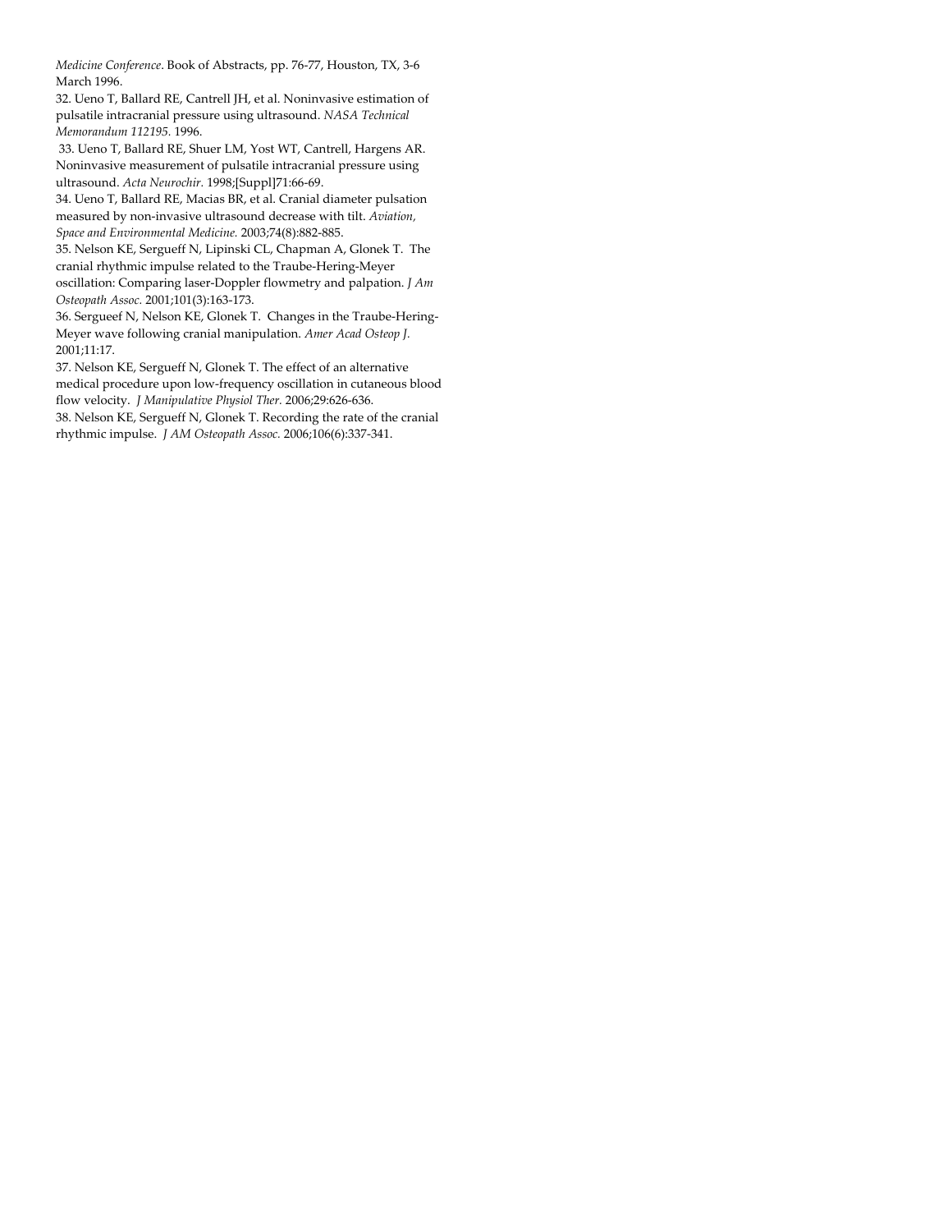*Medicine Conference*. Book of Abstracts, pp. 76-77, Houston, TX, 3-6 March 1996.

32. Ueno T, Ballard RE, Cantrell JH, et al. Noninvasive estimation of pulsatile intracranial pressure using ultrasound. *NASA Technical Memorandum 112195.* 1996.

33. Ueno T, Ballard RE, Shuer LM, Yost WT, Cantrell, Hargens AR. Noninvasive measurement of pulsatile intracranial pressure using ultrasound. *Acta Neurochir.* 1998;[Suppl]71:66-69.

34. Ueno T, Ballard RE, Macias BR, et al. Cranial diameter pulsation measured by non-invasive ultrasound decrease with tilt. *Aviation, Space and Environmental Medicine.* 2003;74(8):882-885.

35. Nelson KE, Sergueff N, Lipinski CL, Chapman A, Glonek T. The cranial rhythmic impulse related to the Traube-Hering-Meyer oscillation: Comparing laser-Doppler flowmetry and palpation. *J Am Osteopath Assoc.* 2001;101(3):163-173.

36. Sergueef N, Nelson KE, Glonek T. Changes in the Traube-Hering-Meyer wave following cranial manipulation. *Amer Acad Osteop J.* 2001;11:17.

37. Nelson KE, Sergueff N, Glonek T. The effect of an alternative medical procedure upon low-frequency oscillation in cutaneous blood flow velocity. *J Manipulative Physiol Ther.* 2006;29:626-636.

38. Nelson KE, Sergueff N, Glonek T. Recording the rate of the cranial rhythmic impulse. *J AM Osteopath Assoc.* 2006;106(6):337-341.